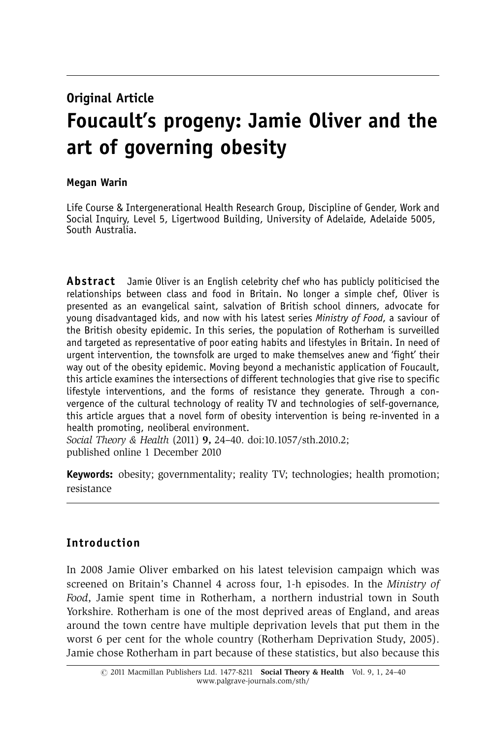**Original Article**

# Foucault's progeny: Jamie Oliver and the art of governing obesity

**Megan Warin**

Life Course & Intergenerational Health Research Group, Discipline of Gender, Work and Social Inquiry, Level 5, Ligertwood Building, University of Adelaide, Adelaide 5005, South Australia.

**Abstract** Jamie Oliver is an English celebrity chef who has publicly politicised the relationships between class and food in Britain. No longer a simple chef, Oliver is presented as an evangelical saint, salvation of British school dinners, advocate for young disadvantaged kids, and now with his latest series *Ministry of Food*, a saviour of the British obesity epidemic. In this series, the population of Rotherham is surveilled and targeted as representative of poor eating habits and lifestyles in Britain. In need of urgent intervention, the townsfolk are urged to make themselves anew and 'fight' their way out of the obesity epidemic. Moving beyond a mechanistic application of Foucault, this article examines the intersections of different technologies that give rise to specific lifestyle interventions, and the forms of resistance they generate. Through a convergence of the cultural technology of reality TV and technologies of self-governance, this article argues that a novel form of obesity intervention is being re-invented in a health promoting, neoliberal environment.

*Social Theory & Health* (2011) **9,** 24–40. doi:10.1057/sth.2010.2; published online 1 December 2010

**Keywords:** obesity; governmentality; reality TV; technologies; health promotion; resistance

## Introduction

In 2008 Jamie Oliver embarked on his latest television campaign which was screened on Britain's Channel 4 across four, 1-h episodes. In the *Ministry of Food*, Jamie spent time in Rotherham, a northern industrial town in South Yorkshire. Rotherham is one of the most deprived areas of England, and areas around the town centre have multiple deprivation levels that put them in the worst 6 per cent for the whole country (Rotherham Deprivation Study, 2005). Jamie chose Rotherham in part because of these statistics, but also because this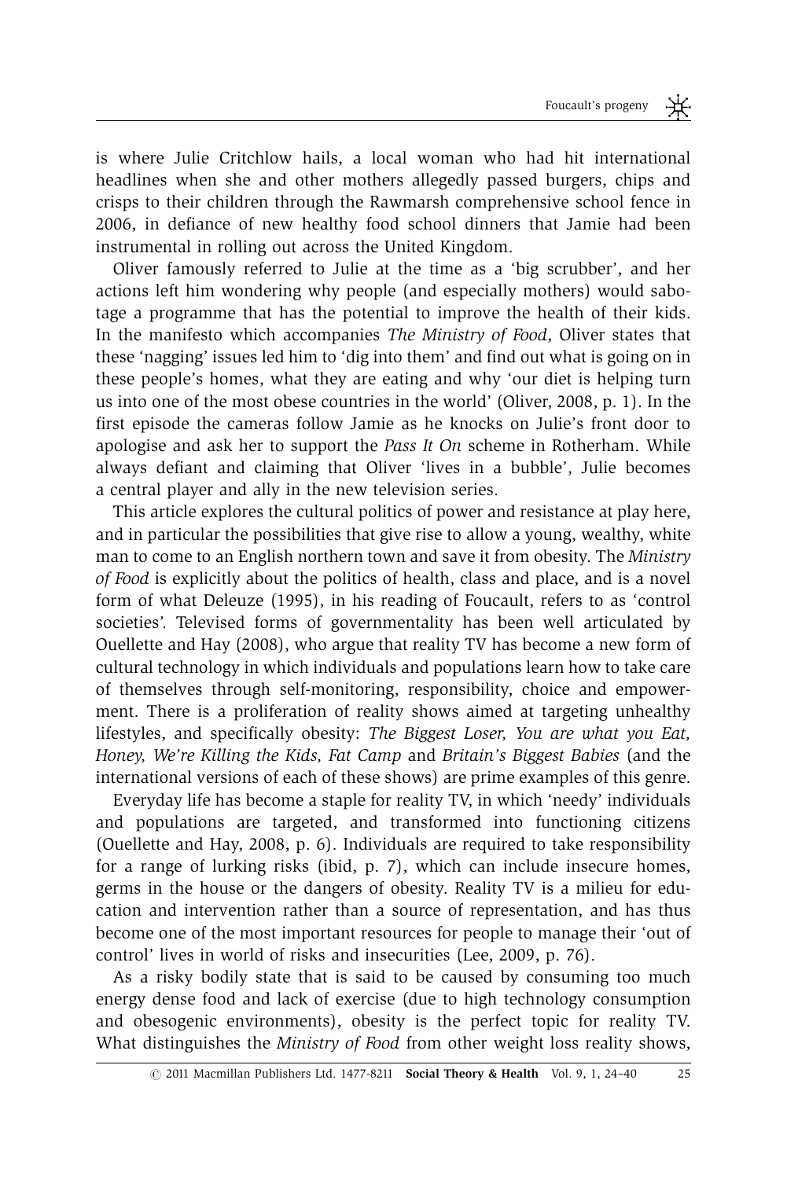is where Julie Critchlow hails, a local woman who had hit international headlines when she and other mothers allegedly passed burgers, chips and crisps to their children through the Rawmarsh comprehensive school fence in 2006, in defiance of new healthy food school dinners that Jamie had been instrumental in rolling out across the United Kingdom.

Oliver famously referred to Julie at the time as a 'big scrubber', and her actions left him wondering why people (and especially mothers) would sabotage a programme that has the potential to improve the health of their kids. In the manifesto which accompanies *The Ministry of Food*, Oliver states that these 'nagging' issues led him to 'dig into them' and find out what is going on in these people's homes, what they are eating and why 'our diet is helping turn us into one of the most obese countries in the world' (Oliver, 2008, p. 1). In the first episode the cameras follow Jamie as he knocks on Julie's front door to apologise and ask her to support the *Pass It On* scheme in Rotherham. While always defiant and claiming that Oliver 'lives in a bubble', Julie becomes a central player and ally in the new television series.

This article explores the cultural politics of power and resistance at play here, and in particular the possibilities that give rise to allow a young, wealthy, white man to come to an English northern town and save it from obesity. The *Ministry of Food* is explicitly about the politics of health, class and place, and is a novel form of what Deleuze (1995), in his reading of Foucault, refers to as 'control societies'. Televised forms of governmentality has been well articulated by Ouellette and Hay (2008), who argue that reality TV has become a new form of cultural technology in which individuals and populations learn how to take care of themselves through self-monitoring, responsibility, choice and empowerment. There is a proliferation of reality shows aimed at targeting unhealthy lifestyles, and specifically obesity: *The Biggest Loser, You are what you Eat, Honey, We're Killing the Kids, Fat Camp* and *Britain's Biggest Babies* (and the international versions of each of these shows) are prime examples of this genre.

Everyday life has become a staple for reality TV, in which 'needy' individuals and populations are targeted, and transformed into functioning citizens (Ouellette and Hay, 2008, p. 6). Individuals are required to take responsibility for a range of lurking risks (ibid, p. 7), which can include insecure homes, germs in the house or the dangers of obesity. Reality TV is a milieu for education and intervention rather than a source of representation, and has thus become one of the most important resources for people to manage their 'out of control' lives in world of risks and insecurities (Lee, 2009, p. 76).

As a risky bodily state that is said to be caused by consuming too much energy dense food and lack of exercise (due to high technology consumption and obesogenic environments), obesity is the perfect topic for reality TV. What distinguishes the *Ministry of Food* from other weight loss reality shows,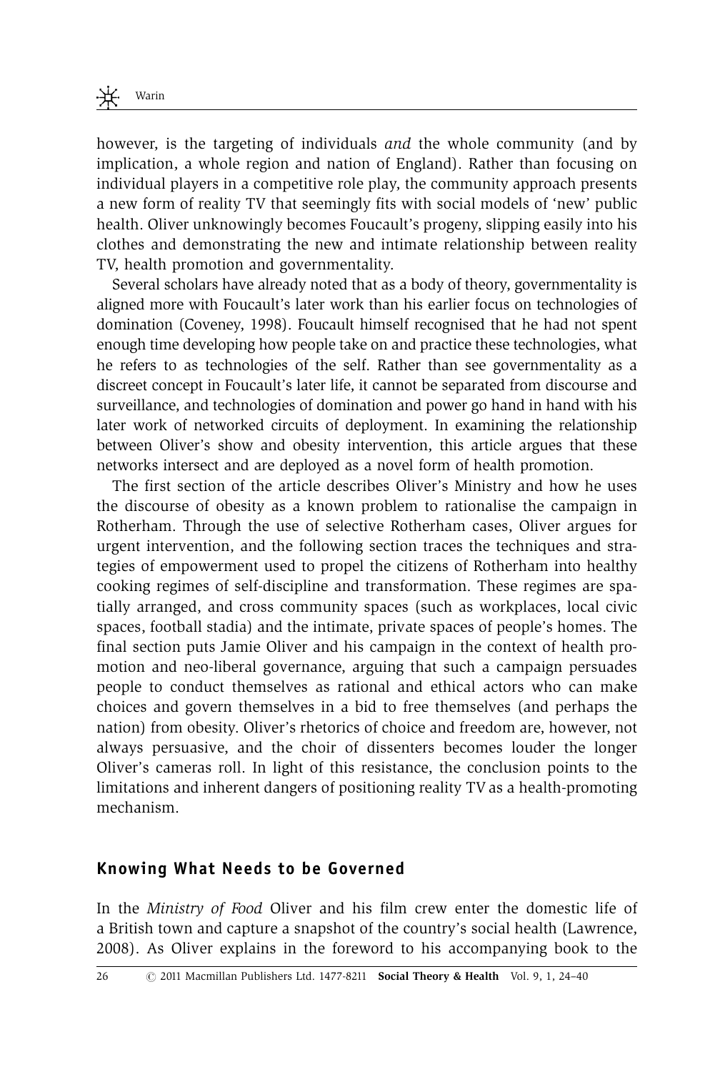however, is the targeting of individuals *and* the whole community (and by implication, a whole region and nation of England). Rather than focusing on individual players in a competitive role play, the community approach presents a new form of reality TV that seemingly fits with social models of 'new' public health. Oliver unknowingly becomes Foucault's progeny, slipping easily into his clothes and demonstrating the new and intimate relationship between reality TV, health promotion and governmentality.

Several scholars have already noted that as a body of theory, governmentality is aligned more with Foucault's later work than his earlier focus on technologies of domination (Coveney, 1998). Foucault himself recognised that he had not spent enough time developing how people take on and practice these technologies, what he refers to as technologies of the self. Rather than see governmentality as a discreet concept in Foucault's later life, it cannot be separated from discourse and surveillance, and technologies of domination and power go hand in hand with his later work of networked circuits of deployment. In examining the relationship between Oliver's show and obesity intervention, this article argues that these networks intersect and are deployed as a novel form of health promotion.

The first section of the article describes Oliver's Ministry and how he uses the discourse of obesity as a known problem to rationalise the campaign in Rotherham. Through the use of selective Rotherham cases, Oliver argues for urgent intervention, and the following section traces the techniques and strategies of empowerment used to propel the citizens of Rotherham into healthy cooking regimes of self-discipline and transformation. These regimes are spatially arranged, and cross community spaces (such as workplaces, local civic spaces, football stadia) and the intimate, private spaces of people's homes. The final section puts Jamie Oliver and his campaign in the context of health promotion and neo-liberal governance, arguing that such a campaign persuades people to conduct themselves as rational and ethical actors who can make choices and govern themselves in a bid to free themselves (and perhaps the nation) from obesity. Oliver's rhetorics of choice and freedom are, however, not always persuasive, and the choir of dissenters becomes louder the longer Oliver's cameras roll. In light of this resistance, the conclusion points to the limitations and inherent dangers of positioning reality TV as a health-promoting mechanism.

## Knowing What Needs to be Governed

In the *Ministry of Food* Oliver and his film crew enter the domestic life of a British town and capture a snapshot of the country's social health (Lawrence, 2008). As Oliver explains in the foreword to his accompanying book to the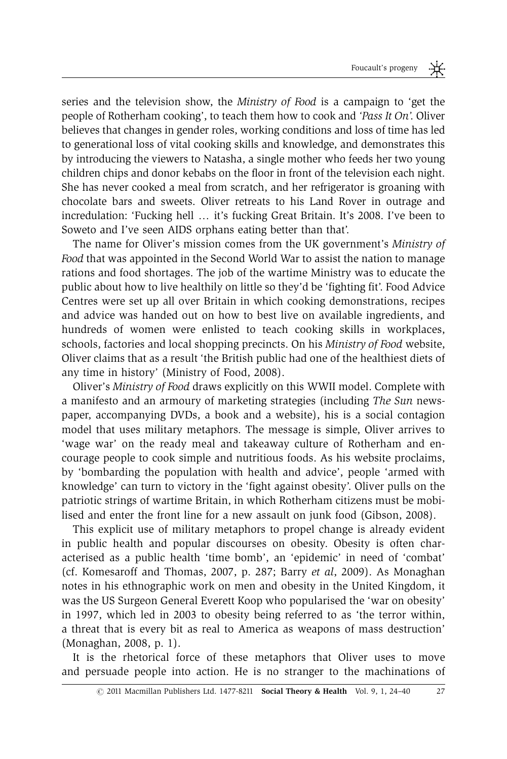series and the television show, the *Ministry of Food* is a campaign to 'get the people of Rotherham cooking', to teach them how to cook and '*Pass It On*'. Oliver believes that changes in gender roles, working conditions and loss of time has led to generational loss of vital cooking skills and knowledge, and demonstrates this by introducing the viewers to Natasha, a single mother who feeds her two young children chips and donor kebabs on the floor in front of the television each night. She has never cooked a meal from scratch, and her refrigerator is groaning with chocolate bars and sweets. Oliver retreats to his Land Rover in outrage and incredulation: 'Fucking hell … it's fucking Great Britain. It's 2008. I've been to Soweto and I've seen AIDS orphans eating better than that'.

The name for Oliver's mission comes from the UK government's *Ministry of Food* that was appointed in the Second World War to assist the nation to manage rations and food shortages. The job of the wartime Ministry was to educate the public about how to live healthily on little so they'd be 'fighting fit'. Food Advice Centres were set up all over Britain in which cooking demonstrations, recipes and advice was handed out on how to best live on available ingredients, and hundreds of women were enlisted to teach cooking skills in workplaces, schools, factories and local shopping precincts. On his *Ministry of Food* website, Oliver claims that as a result 'the British public had one of the healthiest diets of any time in history' (Ministry of Food, 2008).

Oliver's *Ministry of Food* draws explicitly on this WWII model. Complete with a manifesto and an armoury of marketing strategies (including *The Sun* newspaper, accompanying DVDs, a book and a website), his is a social contagion model that uses military metaphors. The message is simple, Oliver arrives to 'wage war' on the ready meal and takeaway culture of Rotherham and encourage people to cook simple and nutritious foods. As his website proclaims, by 'bombarding the population with health and advice', people 'armed with knowledge' can turn to victory in the 'fight against obesity'. Oliver pulls on the patriotic strings of wartime Britain, in which Rotherham citizens must be mobilised and enter the front line for a new assault on junk food (Gibson, 2008).

This explicit use of military metaphors to propel change is already evident in public health and popular discourses on obesity. Obesity is often characterised as a public health 'time bomb', an 'epidemic' in need of 'combat' (cf. Komesaroff and Thomas, 2007, p. 287; Barry *et al*, 2009). As Monaghan notes in his ethnographic work on men and obesity in the United Kingdom, it was the US Surgeon General Everett Koop who popularised the 'war on obesity' in 1997, which led in 2003 to obesity being referred to as 'the terror within, a threat that is every bit as real to America as weapons of mass destruction' (Monaghan, 2008, p. 1).

It is the rhetorical force of these metaphors that Oliver uses to move and persuade people into action. He is no stranger to the machinations of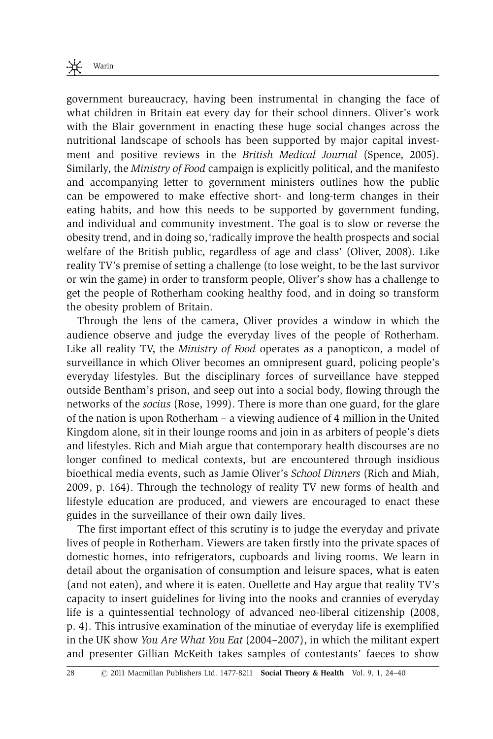government bureaucracy, having been instrumental in changing the face of what children in Britain eat every day for their school dinners. Oliver's work with the Blair government in enacting these huge social changes across the nutritional landscape of schools has been supported by major capital investment and positive reviews in the *British Medical Journal* (Spence, 2005). Similarly, the *Ministry of Food* campaign is explicitly political, and the manifesto and accompanying letter to government ministers outlines how the public can be empowered to make effective short- and long-term changes in their eating habits, and how this needs to be supported by government funding, and individual and community investment. The goal is to slow or reverse the obesity trend, and in doing so, 'radically improve the health prospects and social welfare of the British public, regardless of age and class' (Oliver, 2008). Like reality TV's premise of setting a challenge (to lose weight, to be the last survivor or win the game) in order to transform people, Oliver's show has a challenge to get the people of Rotherham cooking healthy food, and in doing so transform the obesity problem of Britain.

Through the lens of the camera, Oliver provides a window in which the audience observe and judge the everyday lives of the people of Rotherham. Like all reality TV, the *Ministry of Food* operates as a panopticon, a model of surveillance in which Oliver becomes an omnipresent guard, policing people's everyday lifestyles. But the disciplinary forces of surveillance have stepped outside Bentham's prison, and seep out into a social body, flowing through the networks of the *socius* (Rose, 1999). There is more than one guard, for the glare of the nation is upon Rotherham – a viewing audience of 4 million in the United Kingdom alone, sit in their lounge rooms and join in as arbiters of people's diets and lifestyles. Rich and Miah argue that contemporary health discourses are no longer confined to medical contexts, but are encountered through insidious bioethical media events, such as Jamie Oliver's *School Dinners* (Rich and Miah, 2009, p. 164). Through the technology of reality TV new forms of health and lifestyle education are produced, and viewers are encouraged to enact these guides in the surveillance of their own daily lives.

The first important effect of this scrutiny is to judge the everyday and private lives of people in Rotherham. Viewers are taken firstly into the private spaces of domestic homes, into refrigerators, cupboards and living rooms. We learn in detail about the organisation of consumption and leisure spaces, what is eaten (and not eaten), and where it is eaten. Ouellette and Hay argue that reality TV's capacity to insert guidelines for living into the nooks and crannies of everyday life is a quintessential technology of advanced neo-liberal citizenship (2008, p. 4). This intrusive examination of the minutiae of everyday life is exemplified in the UK show *You Are What You Eat* (2004–2007), in which the militant expert and presenter Gillian McKeith takes samples of contestants' faeces to show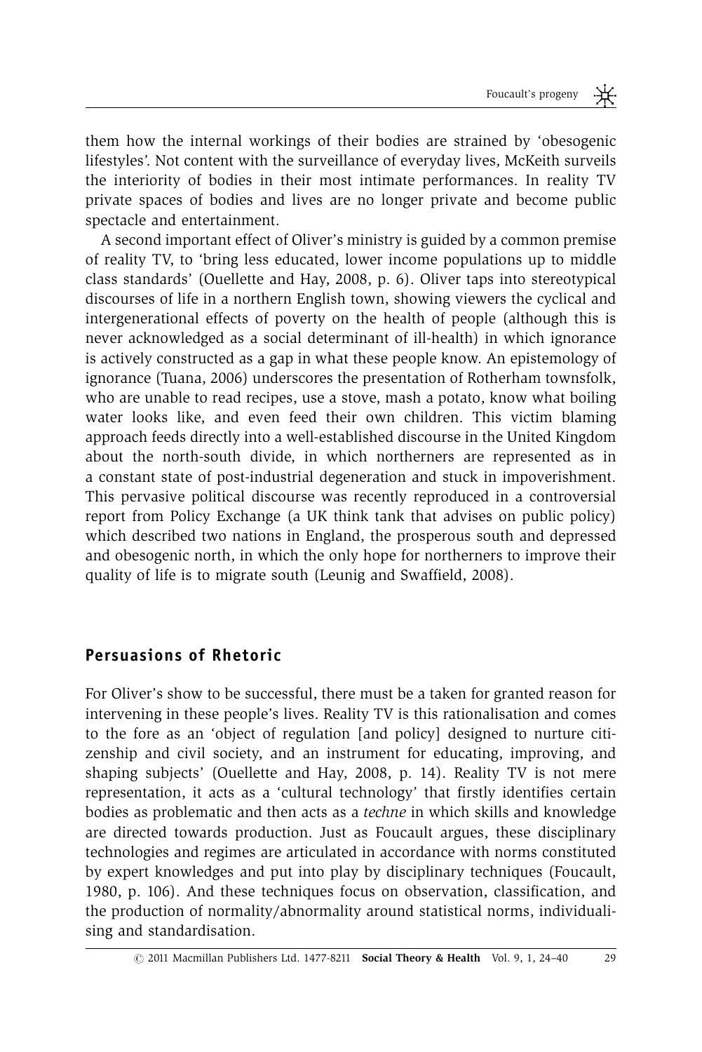them how the internal workings of their bodies are strained by 'obesogenic lifestyles'. Not content with the surveillance of everyday lives, McKeith surveils the interiority of bodies in their most intimate performances. In reality TV private spaces of bodies and lives are no longer private and become public spectacle and entertainment.

A second important effect of Oliver's ministry is guided by a common premise of reality TV, to 'bring less educated, lower income populations up to middle class standards' (Ouellette and Hay, 2008, p. 6). Oliver taps into stereotypical discourses of life in a northern English town, showing viewers the cyclical and intergenerational effects of poverty on the health of people (although this is never acknowledged as a social determinant of ill-health) in which ignorance is actively constructed as a gap in what these people know. An epistemology of ignorance (Tuana, 2006) underscores the presentation of Rotherham townsfolk, who are unable to read recipes, use a stove, mash a potato, know what boiling water looks like, and even feed their own children. This victim blaming approach feeds directly into a well-established discourse in the United Kingdom about the north-south divide, in which northerners are represented as in a constant state of post-industrial degeneration and stuck in impoverishment. This pervasive political discourse was recently reproduced in a controversial report from Policy Exchange (a UK think tank that advises on public policy) which described two nations in England, the prosperous south and depressed and obesogenic north, in which the only hope for northerners to improve their quality of life is to migrate south (Leunig and Swaffield, 2008).

## Persuasions of Rhetoric

For Oliver's show to be successful, there must be a taken for granted reason for intervening in these people's lives. Reality TV is this rationalisation and comes to the fore as an 'object of regulation [and policy] designed to nurture citizenship and civil society, and an instrument for educating, improving, and shaping subjects' (Ouellette and Hay, 2008, p. 14). Reality TV is not mere representation, it acts as a 'cultural technology' that firstly identifies certain bodies as problematic and then acts as a *techne* in which skills and knowledge are directed towards production. Just as Foucault argues, these disciplinary technologies and regimes are articulated in accordance with norms constituted by expert knowledges and put into play by disciplinary techniques (Foucault, 1980, p. 106). And these techniques focus on observation, classification, and the production of normality/abnormality around statistical norms, individualising and standardisation.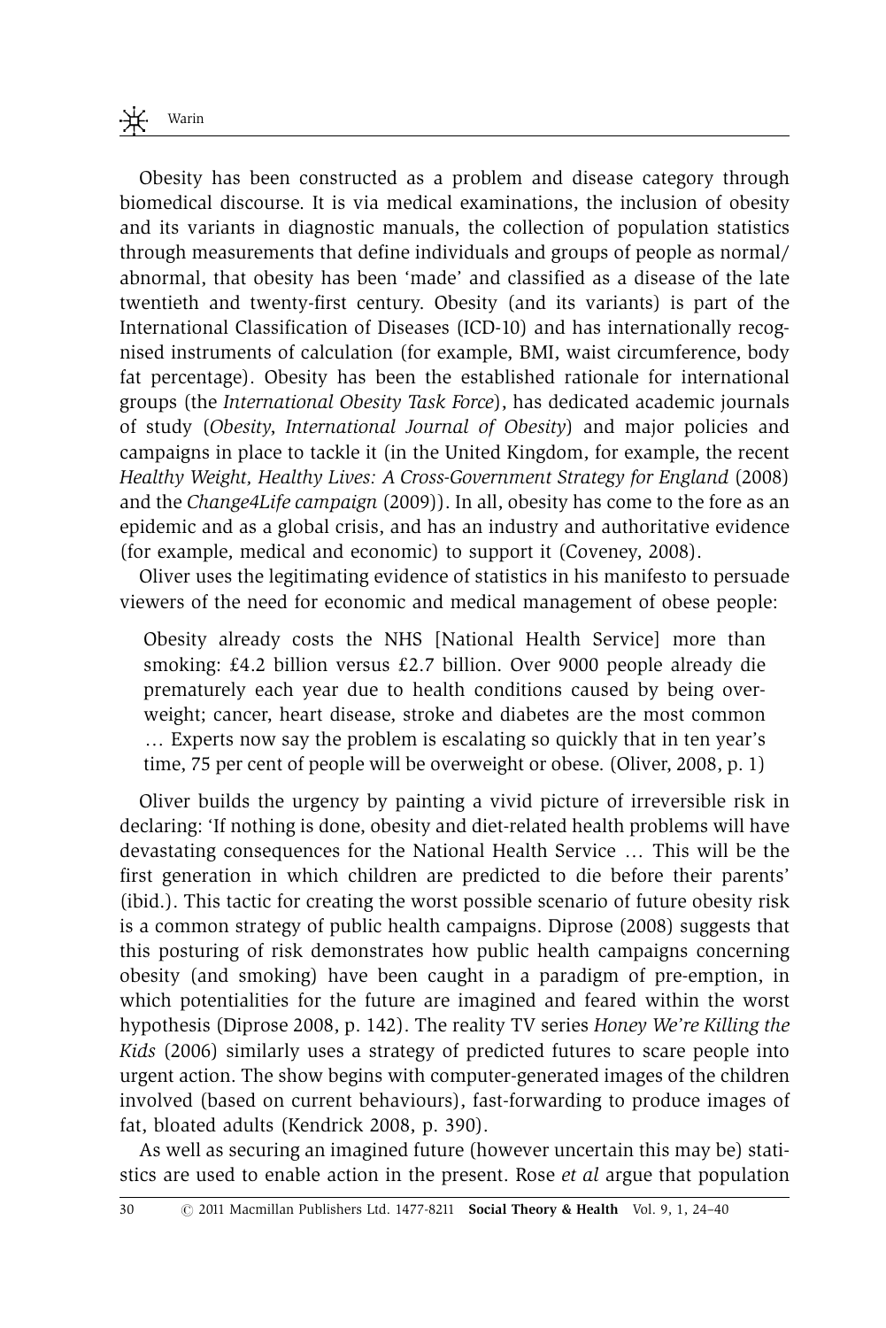Obesity has been constructed as a problem and disease category through biomedical discourse. It is via medical examinations, the inclusion of obesity and its variants in diagnostic manuals, the collection of population statistics through measurements that define individuals and groups of people as normal/abnormal, that obesity has been 'made' and classified as a disease of the late twentieth and twenty-first century. Obesity (and its variants) is part of the International Classification of Diseases (ICD-10) and has internationally recognised instruments of calculation (for example, BMI, waist circumference, body fat percentage). Obesity has been the established rationale for international groups (the *International Obesity Task Force*), has dedicated academic journals of study (*Obesity, International Journal of Obesity*) and major policies and campaigns in place to tackle it (in the United Kingdom, for example, the recent *Healthy Weight, Healthy Lives: A Cross-Government Strategy for England* (2008) and the *Change4Life campaign* (2009)). In all, obesity has come to the fore as an epidemic and as a global crisis, and has an industry and authoritative evidence (for example, medical and economic) to support it (Coveney, 2008).

Oliver uses the legitimating evidence of statistics in his manifesto to persuade viewers of the need for economic and medical management of obese people:

> Obesity already costs the NHS [National Health Service] more than smoking: £4.2 billion versus £2.7 billion. Over 9000 people already die prematurely each year due to health conditions caused by being overweight; cancer, heart disease, stroke and diabetes are the most common … Experts now say the problem is escalating so quickly that in ten year's time, 75 per cent of people will be overweight or obese. (Oliver, 2008, p. 1)

Oliver builds the urgency by painting a vivid picture of irreversible risk in declaring: 'If nothing is done, obesity and diet-related health problems will have devastating consequences for the National Health Service … This will be the first generation in which children are predicted to die before their parents' (ibid.). This tactic for creating the worst possible scenario of future obesity risk is a common strategy of public health campaigns. Diprose (2008) suggests that this posturing of risk demonstrates how public health campaigns concerning obesity (and smoking) have been caught in a paradigm of pre-emption, in which potentialities for the future are imagined and feared within the worst hypothesis (Diprose 2008, p. 142). The reality TV series *Honey We're Killing the Kids* (2006) similarly uses a strategy of predicted futures to scare people into urgent action. The show begins with computer-generated images of the children involved (based on current behaviours), fast-forwarding to produce images of fat, bloated adults (Kendrick 2008, p. 390).

As well as securing an imagined future (however uncertain this may be) statistics are used to enable action in the present. Rose *et al* argue that population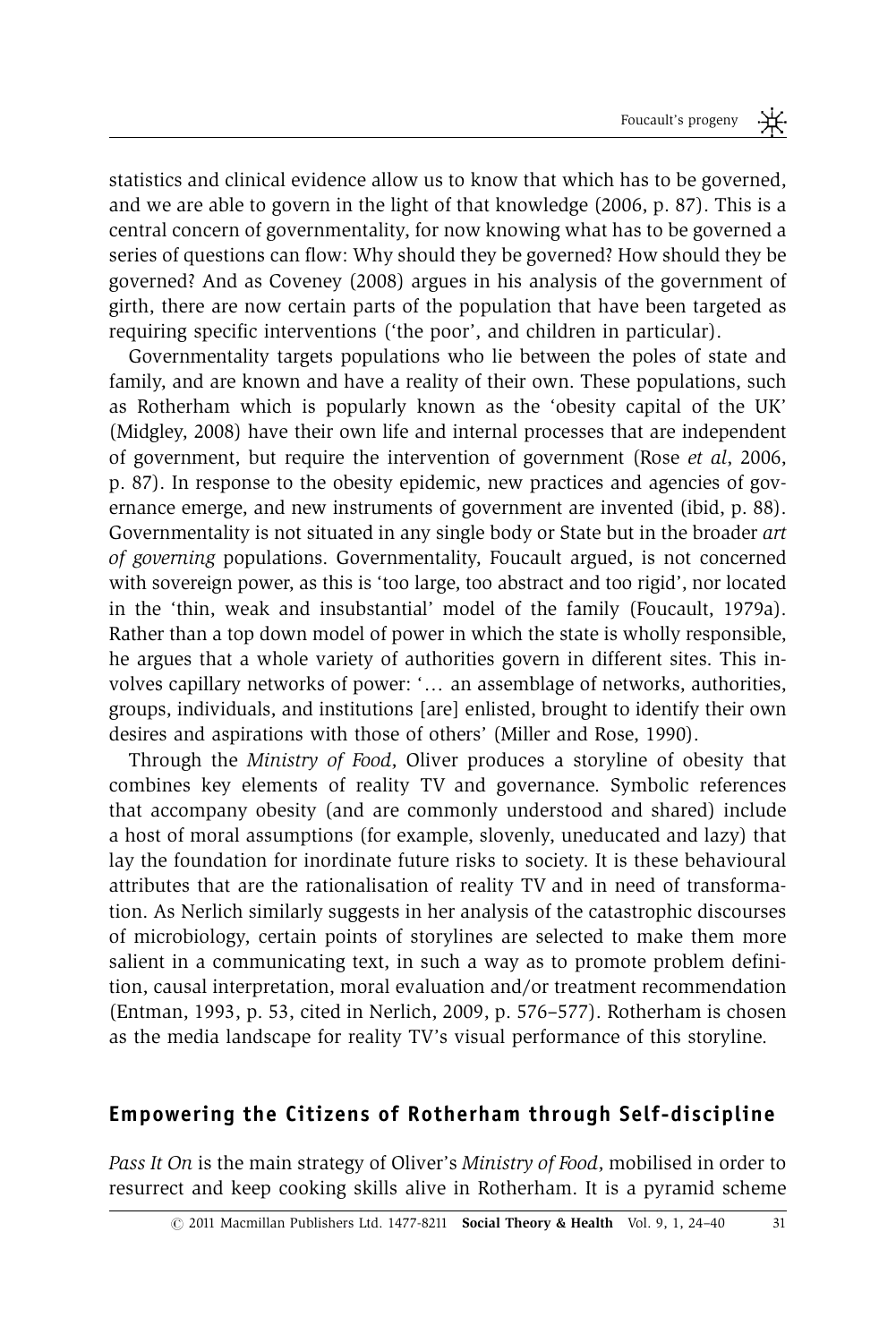statistics and clinical evidence allow us to know that which has to be governed, and we are able to govern in the light of that knowledge (2006, p. 87). This is a central concern of governmentality, for now knowing what has to be governed a series of questions can flow: Why should they be governed? How should they be governed? And as Coveney (2008) argues in his analysis of the government of girth, there are now certain parts of the population that have been targeted as requiring specific interventions ('the poor', and children in particular).

Governmentality targets populations who lie between the poles of state and family, and are known and have a reality of their own. These populations, such as Rotherham which is popularly known as the 'obesity capital of the UK' (Midgley, 2008) have their own life and internal processes that are independent of government, but require the intervention of government (Rose *et al*, 2006, p. 87). In response to the obesity epidemic, new practices and agencies of governance emerge, and new instruments of government are invented (ibid, p. 88). Governmentality is not situated in any single body or State but in the broader *art of governing* populations. Governmentality, Foucault argued, is not concerned with sovereign power, as this is 'too large, too abstract and too rigid', nor located in the 'thin, weak and insubstantial' model of the family (Foucault, 1979a). Rather than a top down model of power in which the state is wholly responsible, he argues that a whole variety of authorities govern in different sites. This involves capillary networks of power: '… an assemblage of networks, authorities, groups, individuals, and institutions [are] enlisted, brought to identify their own desires and aspirations with those of others' (Miller and Rose, 1990).

Through the *Ministry of Food*, Oliver produces a storyline of obesity that combines key elements of reality TV and governance. Symbolic references that accompany obesity (and are commonly understood and shared) include a host of moral assumptions (for example, slovenly, uneducated and lazy) that lay the foundation for inordinate future risks to society. It is these behavioural attributes that are the rationalisation of reality TV and in need of transformation. As Nerlich similarly suggests in her analysis of the catastrophic discourses of microbiology, certain points of storylines are selected to make them more salient in a communicating text, in such a way as to promote problem definition, causal interpretation, moral evaluation and/or treatment recommendation (Entman, 1993, p. 53, cited in Nerlich, 2009, p. 576–577). Rotherham is chosen as the media landscape for reality TV's visual performance of this storyline.

## Empowering the Citizens of Rotherham through Self-discipline

*Pass It On* is the main strategy of Oliver's *Ministry of Food*, mobilised in order to resurrect and keep cooking skills alive in Rotherham. It is a pyramid scheme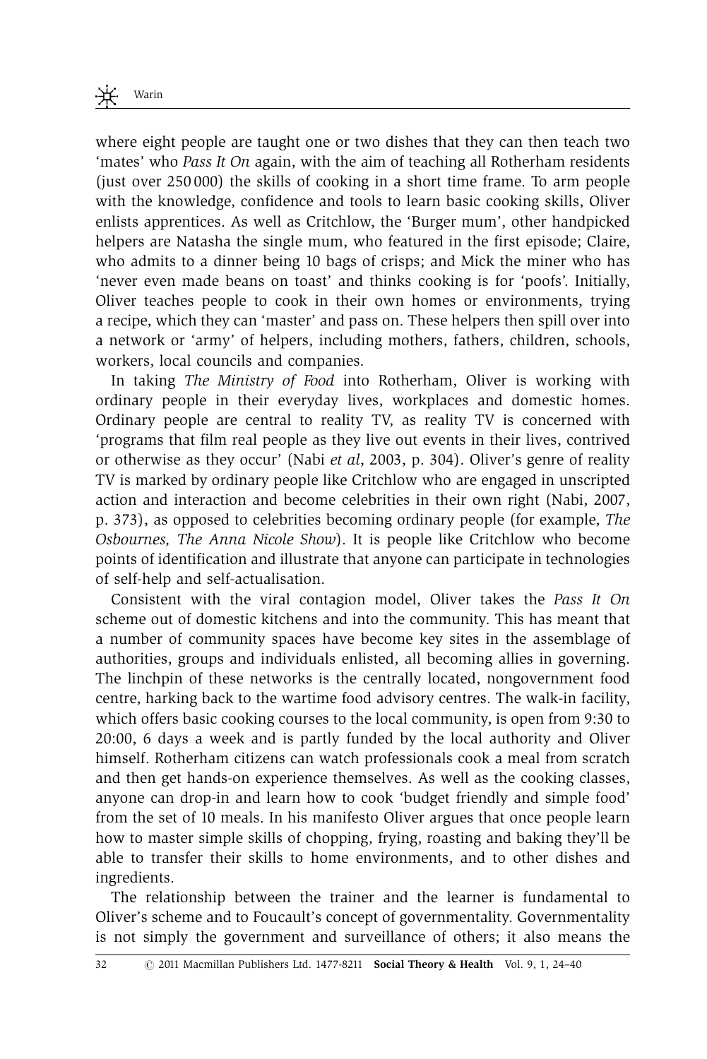where eight people are taught one or two dishes that they can then teach two 'mates' who *Pass It On* again, with the aim of teaching all Rotherham residents (just over 250 000) the skills of cooking in a short time frame. To arm people with the knowledge, confidence and tools to learn basic cooking skills, Oliver enlists apprentices. As well as Critchlow, the 'Burger mum', other handpicked helpers are Natasha the single mum, who featured in the first episode; Claire, who admits to a dinner being 10 bags of crisps; and Mick the miner who has 'never even made beans on toast' and thinks cooking is for 'poofs'. Initially, Oliver teaches people to cook in their own homes or environments, trying a recipe, which they can 'master' and pass on. These helpers then spill over into a network or 'army' of helpers, including mothers, fathers, children, schools, workers, local councils and companies.

In taking *The Ministry of Food* into Rotherham, Oliver is working with ordinary people in their everyday lives, workplaces and domestic homes. Ordinary people are central to reality TV, as reality TV is concerned with 'programs that film real people as they live out events in their lives, contrived or otherwise as they occur' (Nabi *et al*, 2003, p. 304). Oliver's genre of reality TV is marked by ordinary people like Critchlow who are engaged in unscripted action and interaction and become celebrities in their own right (Nabi, 2007, p. 373), as opposed to celebrities becoming ordinary people (for example, *The Osbournes, The Anna Nicole Show*). It is people like Critchlow who become points of identification and illustrate that anyone can participate in technologies of self-help and self-actualisation.

Consistent with the viral contagion model, Oliver takes the *Pass It On* scheme out of domestic kitchens and into the community. This has meant that a number of community spaces have become key sites in the assemblage of authorities, groups and individuals enlisted, all becoming allies in governing. The linchpin of these networks is the centrally located, nongovernment food centre, harking back to the wartime food advisory centres. The walk-in facility, which offers basic cooking courses to the local community, is open from 9:30 to 20:00, 6 days a week and is partly funded by the local authority and Oliver himself. Rotherham citizens can watch professionals cook a meal from scratch and then get hands-on experience themselves. As well as the cooking classes, anyone can drop-in and learn how to cook 'budget friendly and simple food' from the set of 10 meals. In his manifesto Oliver argues that once people learn how to master simple skills of chopping, frying, roasting and baking they'll be able to transfer their skills to home environments, and to other dishes and ingredients.

The relationship between the trainer and the learner is fundamental to Oliver's scheme and to Foucault's concept of governmentality. Governmentality is not simply the government and surveillance of others; it also means the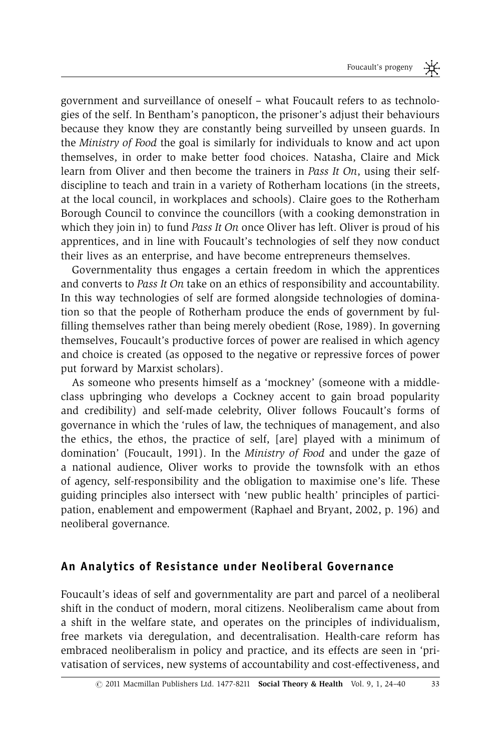government and surveillance of oneself – what Foucault refers to as technologies of the self. In Bentham's panopticon, the prisoner's adjust their behaviours because they know they are constantly being surveilled by unseen guards. In the *Ministry of Food* the goal is similarly for individuals to know and act upon themselves, in order to make better food choices. Natasha, Claire and Mick learn from Oliver and then become the trainers in *Pass It On*, using their self-discipline to teach and train in a variety of Rotherham locations (in the streets, at the local council, in workplaces and schools). Claire goes to the Rotherham Borough Council to convince the councillors (with a cooking demonstration in which they join in) to fund *Pass It On* once Oliver has left. Oliver is proud of his apprentices, and in line with Foucault's technologies of self they now conduct their lives as an enterprise, and have become entrepreneurs themselves.

Governmentality thus engages a certain freedom in which the apprentices and converts to *Pass It On* take on an ethics of responsibility and accountability. In this way technologies of self are formed alongside technologies of domination so that the people of Rotherham produce the ends of government by fulfilling themselves rather than being merely obedient (Rose, 1989). In governing themselves, Foucault's productive forces of power are realised in which agency and choice is created (as opposed to the negative or repressive forces of power put forward by Marxist scholars).

As someone who presents himself as a 'mockney' (someone with a middle-class upbringing who develops a Cockney accent to gain broad popularity and credibility) and self-made celebrity, Oliver follows Foucault's forms of governance in which the 'rules of law, the techniques of management, and also the ethics, the ethos, the practice of self, [are] played with a minimum of domination' (Foucault, 1991). In the *Ministry of Food* and under the gaze of a national audience, Oliver works to provide the townsfolk with an ethos of agency, self-responsibility and the obligation to maximise one's life. These guiding principles also intersect with 'new public health' principles of participation, enablement and empowerment (Raphael and Bryant, 2002, p. 196) and neoliberal governance.

## An Analytics of Resistance under Neoliberal Governance

Foucault's ideas of self and governmentality are part and parcel of a neoliberal shift in the conduct of modern, moral citizens. Neoliberalism came about from a shift in the welfare state, and operates on the principles of individualism, free markets via deregulation, and decentralisation. Health-care reform has embraced neoliberalism in policy and practice, and its effects are seen in 'privatisation of services, new systems of accountability and cost-effectiveness, and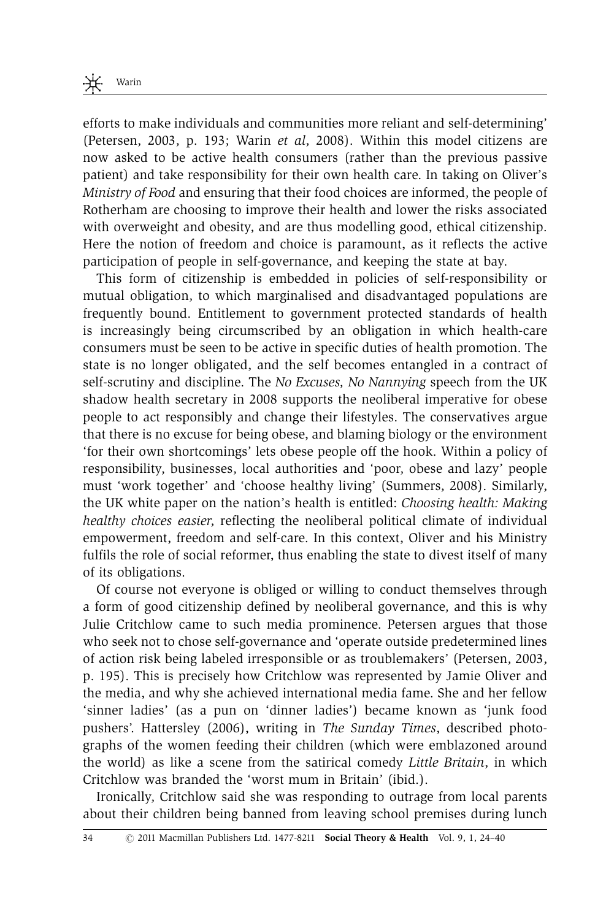efforts to make individuals and communities more reliant and self-determining' (Petersen, 2003, p. 193; Warin *et al*, 2008). Within this model citizens are now asked to be active health consumers (rather than the previous passive patient) and take responsibility for their own health care. In taking on Oliver's *Ministry of Food* and ensuring that their food choices are informed, the people of Rotherham are choosing to improve their health and lower the risks associated with overweight and obesity, and are thus modelling good, ethical citizenship. Here the notion of freedom and choice is paramount, as it reflects the active participation of people in self-governance, and keeping the state at bay.

This form of citizenship is embedded in policies of self-responsibility or mutual obligation, to which marginalised and disadvantaged populations are frequently bound. Entitlement to government protected standards of health is increasingly being circumscribed by an obligation in which health-care consumers must be seen to be active in specific duties of health promotion. The state is no longer obligated, and the self becomes entangled in a contract of self-scrutiny and discipline. The *No Excuses, No Nannying* speech from the UK shadow health secretary in 2008 supports the neoliberal imperative for obese people to act responsibly and change their lifestyles. The conservatives argue that there is no excuse for being obese, and blaming biology or the environment 'for their own shortcomings' lets obese people off the hook. Within a policy of responsibility, businesses, local authorities and 'poor, obese and lazy' people must 'work together' and 'choose healthy living' (Summers, 2008). Similarly, the UK white paper on the nation's health is entitled: *Choosing health: Making healthy choices easier*, reflecting the neoliberal political climate of individual empowerment, freedom and self-care. In this context, Oliver and his Ministry fulfils the role of social reformer, thus enabling the state to divest itself of many of its obligations.

Of course not everyone is obliged or willing to conduct themselves through a form of good citizenship defined by neoliberal governance, and this is why Julie Critchlow came to such media prominence. Petersen argues that those who seek not to chose self-governance and 'operate outside predetermined lines of action risk being labeled irresponsible or as troublemakers' (Petersen, 2003, p. 195). This is precisely how Critchlow was represented by Jamie Oliver and the media, and why she achieved international media fame. She and her fellow 'sinner ladies' (as a pun on 'dinner ladies') became known as 'junk food pushers'. Hattersley (2006), writing in *The Sunday Times*, described photographs of the women feeding their children (which were emblazoned around the world) as like a scene from the satirical comedy *Little Britain*, in which Critchlow was branded the 'worst mum in Britain' (ibid.).

Ironically, Critchlow said she was responding to outrage from local parents about their children being banned from leaving school premises during lunch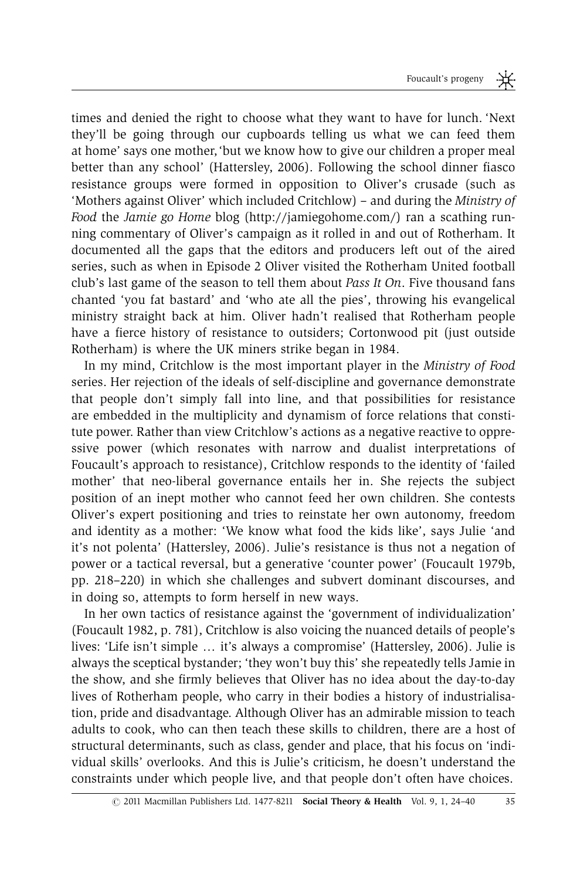times and denied the right to choose what they want to have for lunch. 'Next they'll be going through our cupboards telling us what we can feed them at home' says one mother, 'but we know how to give our children a proper meal better than any school' (Hattersley, 2006). Following the school dinner fiasco resistance groups were formed in opposition to Oliver's crusade (such as 'Mothers against Oliver' which included Critchlow) – and during the *Ministry of Food* the *Jamie go Home* blog (http://jamiegohome.com/) ran a scathing running commentary of Oliver's campaign as it rolled in and out of Rotherham. It documented all the gaps that the editors and producers left out of the aired series, such as when in Episode 2 Oliver visited the Rotherham United football club's last game of the season to tell them about *Pass It On*. Five thousand fans chanted 'you fat bastard' and 'who ate all the pies', throwing his evangelical ministry straight back at him. Oliver hadn't realised that Rotherham people have a fierce history of resistance to outsiders; Cortonwood pit (just outside Rotherham) is where the UK miners strike began in 1984.

In my mind, Critchlow is the most important player in the *Ministry of Food* series. Her rejection of the ideals of self-discipline and governance demonstrate that people don't simply fall into line, and that possibilities for resistance are embedded in the multiplicity and dynamism of force relations that constitute power. Rather than view Critchlow's actions as a negative reactive to oppressive power (which resonates with narrow and dualist interpretations of Foucault's approach to resistance), Critchlow responds to the identity of 'failed mother' that neo-liberal governance entails her in. She rejects the subject position of an inept mother who cannot feed her own children. She contests Oliver's expert positioning and tries to reinstate her own autonomy, freedom and identity as a mother: 'We know what food the kids like', says Julie 'and it's not polenta' (Hattersley, 2006). Julie's resistance is thus not a negation of power or a tactical reversal, but a generative 'counter power' (Foucault 1979b, pp. 218–220) in which she challenges and subvert dominant discourses, and in doing so, attempts to form herself in new ways.

In her own tactics of resistance against the 'government of individualization' (Foucault 1982, p. 781), Critchlow is also voicing the nuanced details of people's lives: 'Life isn't simple … it's always a compromise' (Hattersley, 2006). Julie is always the sceptical bystander; 'they won't buy this' she repeatedly tells Jamie in the show, and she firmly believes that Oliver has no idea about the day-to-day lives of Rotherham people, who carry in their bodies a history of industrialisation, pride and disadvantage. Although Oliver has an admirable mission to teach adults to cook, who can then teach these skills to children, there are a host of structural determinants, such as class, gender and place, that his focus on 'individual skills' overlooks. And this is Julie's criticism, he doesn't understand the constraints under which people live, and that people don't often have choices.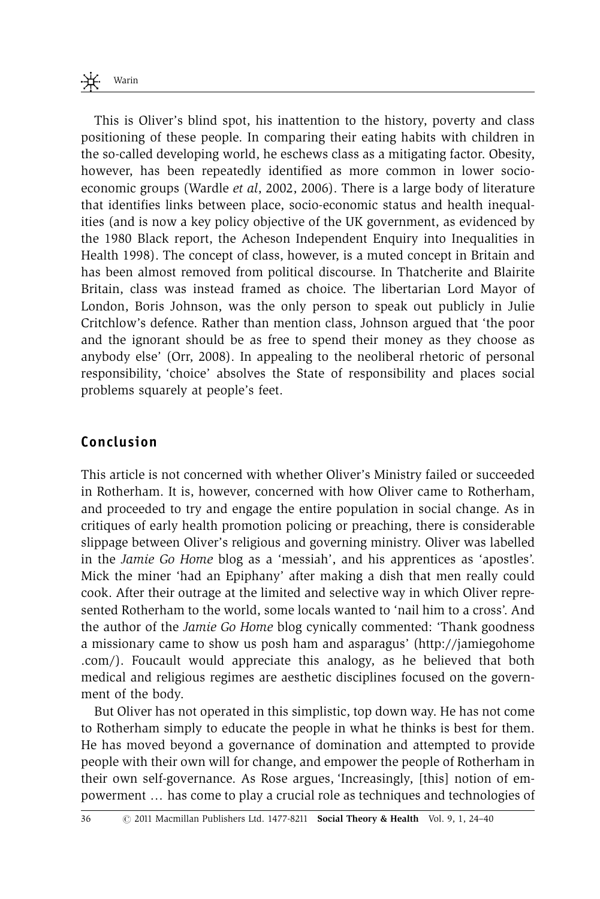This is Oliver's blind spot, his inattention to the history, poverty and class positioning of these people. In comparing their eating habits with children in the so-called developing world, he eschews class as a mitigating factor. Obesity, however, has been repeatedly identified as more common in lower socio-economic groups (Wardle *et al*, 2002, 2006). There is a large body of literature that identifies links between place, socio-economic status and health inequalities (and is now a key policy objective of the UK government, as evidenced by the 1980 Black report, the Acheson Independent Enquiry into Inequalities in Health 1998). The concept of class, however, is a muted concept in Britain and has been almost removed from political discourse. In Thatcherite and Blairite Britain, class was instead framed as choice. The libertarian Lord Mayor of London, Boris Johnson, was the only person to speak out publicly in Julie Critchlow's defence. Rather than mention class, Johnson argued that 'the poor and the ignorant should be as free to spend their money as they choose as anybody else' (Orr, 2008). In appealing to the neoliberal rhetoric of personal responsibility, 'choice' absolves the State of responsibility and places social problems squarely at people's feet.

## Conclusion

This article is not concerned with whether Oliver's Ministry failed or succeeded in Rotherham. It is, however, concerned with how Oliver came to Rotherham, and proceeded to try and engage the entire population in social change. As in critiques of early health promotion policing or preaching, there is considerable slippage between Oliver's religious and governing ministry. Oliver was labelled in the *Jamie Go Home* blog as a 'messiah', and his apprentices as 'apostles'. Mick the miner 'had an Epiphany' after making a dish that men really could cook. After their outrage at the limited and selective way in which Oliver represented Rotherham to the world, some locals wanted to 'nail him to a cross'. And the author of the *Jamie Go Home* blog cynically commented: 'Thank goodness a missionary came to show us posh ham and asparagus' (http://jamiegohome.com/). Foucault would appreciate this analogy, as he believed that both medical and religious regimes are aesthetic disciplines focused on the government of the body.

But Oliver has not operated in this simplistic, top down way. He has not come to Rotherham simply to educate the people in what he thinks is best for them. He has moved beyond a governance of domination and attempted to provide people with their own will for change, and empower the people of Rotherham in their own self-governance. As Rose argues, 'Increasingly, [this] notion of empowerment … has come to play a crucial role as techniques and technologies of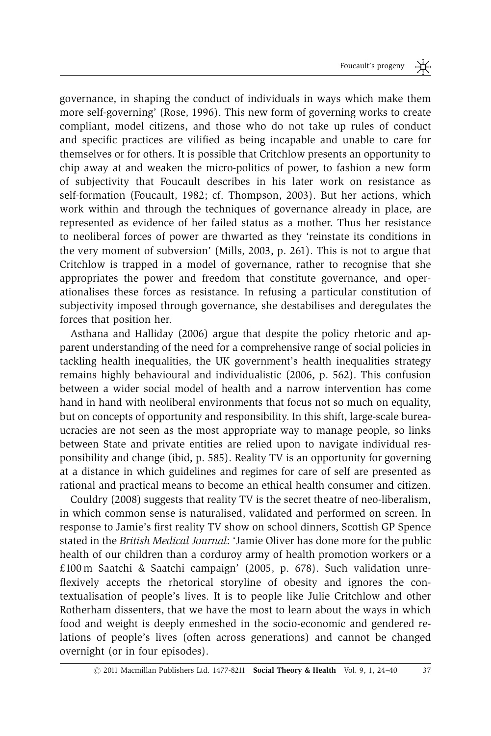governance, in shaping the conduct of individuals in ways which make them more self-governing' (Rose, 1996). This new form of governing works to create compliant, model citizens, and those who do not take up rules of conduct and specific practices are vilified as being incapable and unable to care for themselves or for others. It is possible that Critchlow presents an opportunity to chip away at and weaken the micro-politics of power, to fashion a new form of subjectivity that Foucault describes in his later work on resistance as self-formation (Foucault, 1982; cf. Thompson, 2003). But her actions, which work within and through the techniques of governance already in place, are represented as evidence of her failed status as a mother. Thus her resistance to neoliberal forces of power are thwarted as they 'reinstate its conditions in the very moment of subversion' (Mills, 2003, p. 261). This is not to argue that Critchlow is trapped in a model of governance, rather to recognise that she appropriates the power and freedom that constitute governance, and operationalises these forces as resistance. In refusing a particular constitution of subjectivity imposed through governance, she destabilises and deregulates the forces that position her.

Asthana and Halliday (2006) argue that despite the policy rhetoric and apparent understanding of the need for a comprehensive range of social policies in tackling health inequalities, the UK government's health inequalities strategy remains highly behavioural and individualistic (2006, p. 562). This confusion between a wider social model of health and a narrow intervention has come hand in hand with neoliberal environments that focus not so much on equality, but on concepts of opportunity and responsibility. In this shift, large-scale bureaucracies are not seen as the most appropriate way to manage people, so links between State and private entities are relied upon to navigate individual responsibility and change (ibid, p. 585). Reality TV is an opportunity for governing at a distance in which guidelines and regimes for care of self are presented as rational and practical means to become an ethical health consumer and citizen.

Couldry (2008) suggests that reality TV is the secret theatre of neo-liberalism, in which common sense is naturalised, validated and performed on screen. In response to Jamie's first reality TV show on school dinners, Scottish GP Spence stated in the *British Medical Journal*: 'Jamie Oliver has done more for the public health of our children than a corduroy army of health promotion workers or a £100 m Saatchi & Saatchi campaign' (2005, p. 678). Such validation unreflexively accepts the rhetorical storyline of obesity and ignores the contextualisation of people's lives. It is to people like Julie Critchlow and other Rotherham dissenters, that we have the most to learn about the ways in which food and weight is deeply enmeshed in the socio-economic and gendered relations of people's lives (often across generations) and cannot be changed overnight (or in four episodes).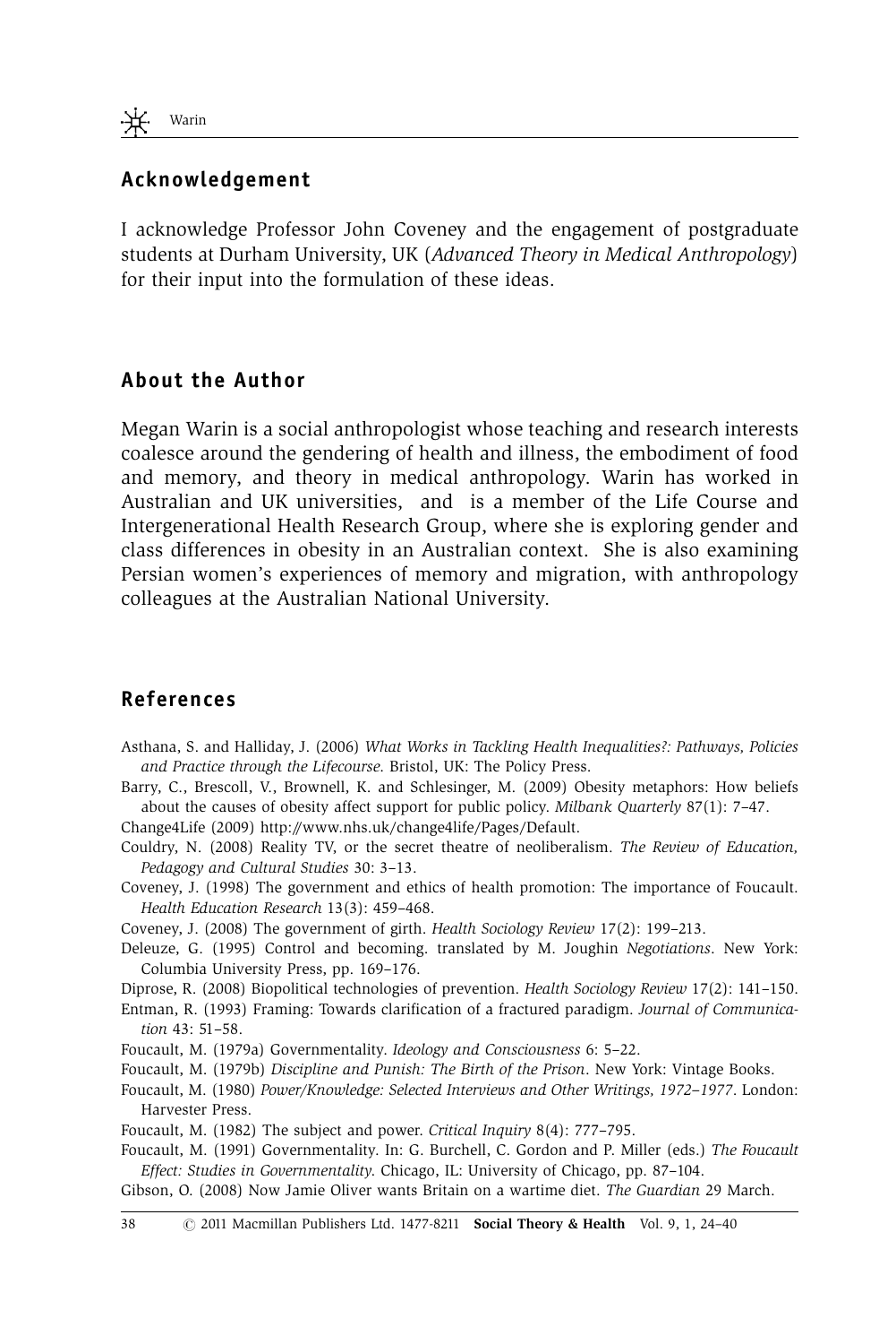## Acknowledgement

I acknowledge Professor John Coveney and the engagement of postgraduate students at Durham University, UK (*Advanced Theory in Medical Anthropology*) for their input into the formulation of these ideas.

## About the Author

Megan Warin is a social anthropologist whose teaching and research interests coalesce around the gendering of health and illness, the embodiment of food and memory, and theory in medical anthropology. Warin has worked in Australian and UK universities, and is a member of the Life Course and Intergenerational Health Research Group, where she is exploring gender and class differences in obesity in an Australian context. She is also examining Persian women's experiences of memory and migration, with anthropology colleagues at the Australian National University.

## References

Asthana, S. and Halliday, J. (2006) *What Works in Tackling Health Inequalities?: Pathways, Policies and Practice through the Lifecourse*. Bristol, UK: The Policy Press.

Barry, C., Brescoll, V., Brownell, K. and Schlesinger, M. (2009) Obesity metaphors: How beliefs about the causes of obesity affect support for public policy. *Milbank Quarterly* 87(1): 7–47.

Change4Life (2009) http://www.nhs.uk/change4life/Pages/Default.

Couldry, N. (2008) Reality TV, or the secret theatre of neoliberalism. *The Review of Education, Pedagogy and Cultural Studies* 30: 3–13.

Coveney, J. (1998) The government and ethics of health promotion: The importance of Foucault. *Health Education Research* 13(3): 459–468.

Coveney, J. (2008) The government of girth. *Health Sociology Review* 17(2): 199–213.

Deleuze, G. (1995) Control and becoming. translated by M. Joughin *Negotiations*. New York: Columbia University Press, pp. 169–176.

Diprose, R. (2008) Biopolitical technologies of prevention. *Health Sociology Review* 17(2): 141–150.

Entman, R. (1993) Framing: Towards clarification of a fractured paradigm. *Journal of Communication* 43: 51–58.

Foucault, M. (1979a) Governmentality. *Ideology and Consciousness* 6: 5–22.

Foucault, M. (1979b) *Discipline and Punish: The Birth of the Prison*. New York: Vintage Books.

Foucault, M. (1980) *Power/Knowledge: Selected Interviews and Other Writings, 1972–1977*. London: Harvester Press.

Foucault, M. (1982) The subject and power. *Critical Inquiry* 8(4): 777–795.

Foucault, M. (1991) Governmentality. In: G. Burchell, C. Gordon and P. Miller (eds.) *The Foucault Effect: Studies in Governmentality*. Chicago, IL: University of Chicago, pp. 87–104.

Gibson, O. (2008) Now Jamie Oliver wants Britain on a wartime diet. *The Guardian* 29 March.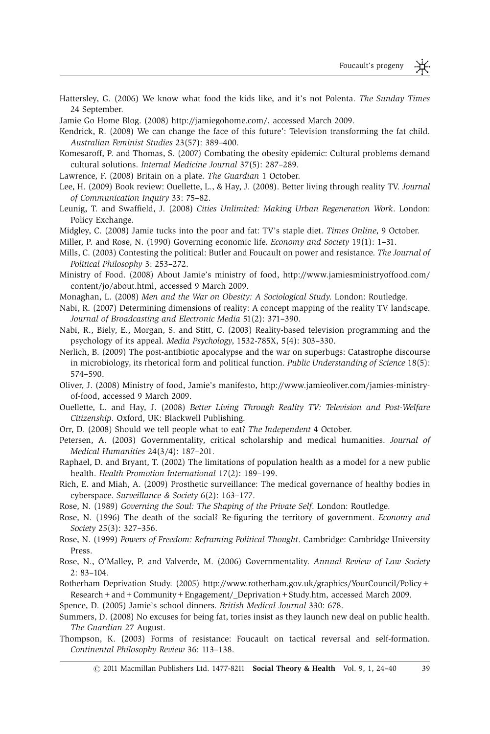Hattersley, G. (2006) We know what food the kids like, and it's not Polenta. *The Sunday Times* 24 September.

Jamie Go Home Blog. (2008) http://jamiegohome.com/, accessed March 2009.

Kendrick, R. (2008) We can change the face of this future': Television transforming the fat child. *Australian Feminist Studies* 23(57): 389–400.

Komesaroff, P. and Thomas, S. (2007) Combating the obesity epidemic: Cultural problems demand cultural solutions. *Internal Medicine Journal* 37(5): 287–289.

Lawrence, F. (2008) Britain on a plate. *The Guardian* 1 October.

Lee, H. (2009) Book review: Ouellette, L., & Hay, J. (2008). Better living through reality TV. *Journal of Communication Inquiry* 33: 75–82.

Leunig, T. and Swaffield, J. (2008) *Cities Unlimited: Making Urban Regeneration Work*. London: Policy Exchange.

Midgley, C. (2008) Jamie tucks into the poor and fat: TV's staple diet. *Times Online*, 9 October.

Miller, P. and Rose, N. (1990) Governing economic life. *Economy and Society* 19(1): 1–31.

Mills, C. (2003) Contesting the political: Butler and Foucault on power and resistance. *The Journal of Political Philosophy* 3: 253–272.

Ministry of Food. (2008) About Jamie's ministry of food, http://www.jamiesministryoffood.com/content/jo/about.html, accessed 9 March 2009.

Monaghan, L. (2008) *Men and the War on Obesity: A Sociological Study*. London: Routledge.

Nabi, R. (2007) Determining dimensions of reality: A concept mapping of the reality TV landscape. *Journal of Broadcasting and Electronic Media* 51(2): 371–390.

Nabi, R., Biely, E., Morgan, S. and Stitt, C. (2003) Reality-based television programming and the psychology of its appeal. *Media Psychology*, 1532-785X, 5(4): 303–330.

Nerlich, B. (2009) The post-antibiotic apocalypse and the war on superbugs: Catastrophe discourse in microbiology, its rhetorical form and political function. *Public Understanding of Science* 18(5): 574–590.

Oliver, J. (2008) Ministry of food, Jamie's manifesto, http://www.jamieoliver.com/jamies-ministry-of-food, accessed 9 March 2009.

Ouellette, L. and Hay, J. (2008) *Better Living Through Reality TV: Television and Post-Welfare Citizenship*. Oxford, UK: Blackwell Publishing.

Orr, D. (2008) Should we tell people what to eat? *The Independent* 4 October.

Petersen, A. (2003) Governmentality, critical scholarship and medical humanities. *Journal of Medical Humanities* 24(3/4): 187–201.

Raphael, D. and Bryant, T. (2002) The limitations of population health as a model for a new public health. *Health Promotion International* 17(2): 189–199.

Rich, E. and Miah, A. (2009) Prosthetic surveillance: The medical governance of healthy bodies in cyberspace. *Surveillance & Society* 6(2): 163–177.

Rose, N. (1989) *Governing the Soul: The Shaping of the Private Self*. London: Routledge.

Rose, N. (1996) The death of the social? Re-figuring the territory of government. *Economy and Society* 25(3): 327–356.

Rose, N. (1999) *Powers of Freedom: Reframing Political Thought*. Cambridge: Cambridge University Press.

Rose, N., O'Malley, P. and Valverde, M. (2006) Governmentality. *Annual Review of Law Society* 2: 83–104.

Rotherham Deprivation Study. (2005) http://www.rotherham.gov.uk/graphics/YourCouncil/Policy+Research+and+Community+Engagement/_Deprivation+Study.htm, accessed March 2009.

Spence, D. (2005) Jamie's school dinners. *British Medical Journal* 330: 678.

Summers, D. (2008) No excuses for being fat, tories insist as they launch new deal on public health. *The Guardian* 27 August.

Thompson, K. (2003) Forms of resistance: Foucault on tactical reversal and self-formation. *Continental Philosophy Review* 36: 113–138.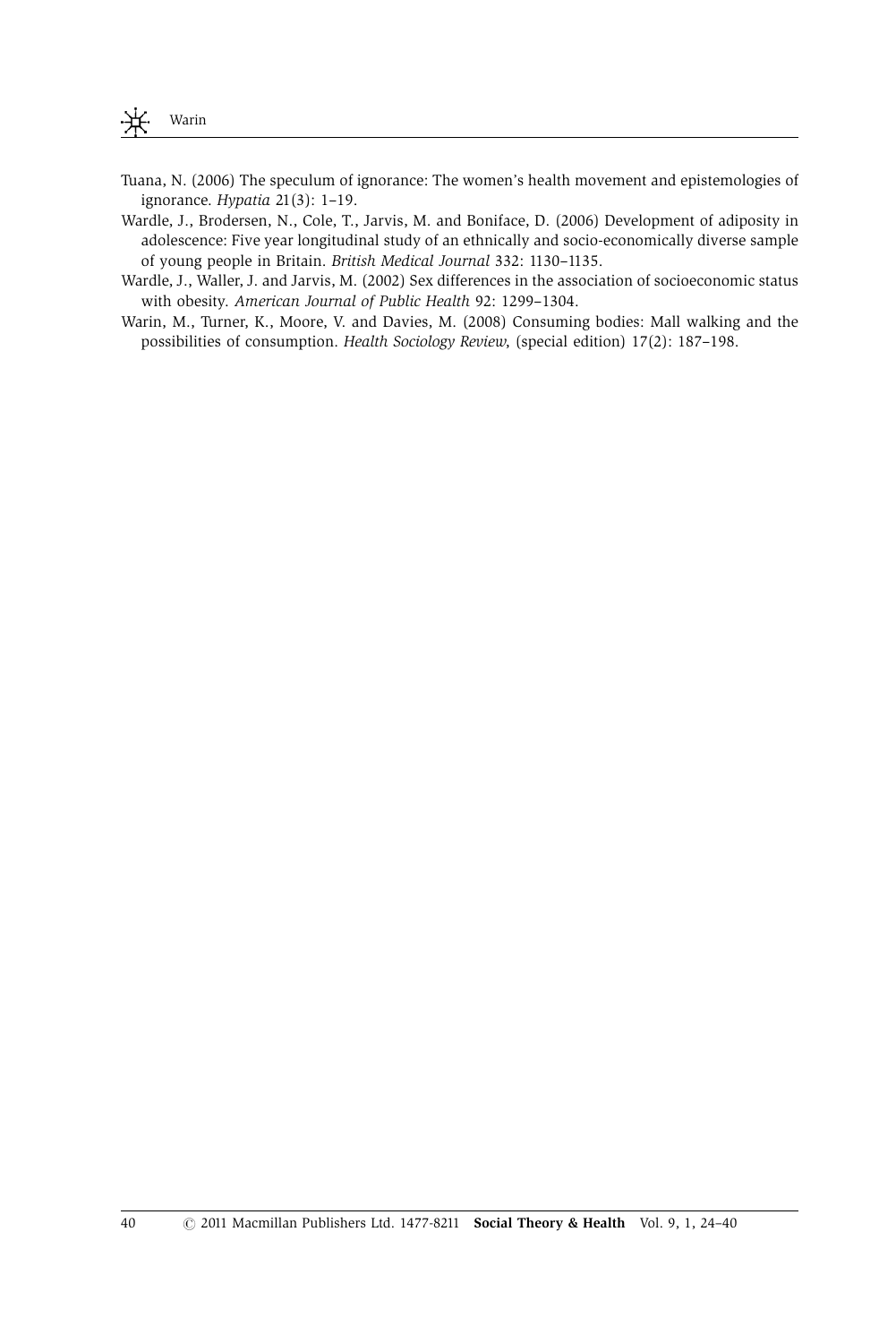Tuana, N. (2006) The speculum of ignorance: The women's health movement and epistemologies of ignorance. *Hypatia* 21(3): 1–19.

Wardle, J., Brodersen, N., Cole, T., Jarvis, M. and Boniface, D. (2006) Development of adiposity in adolescence: Five year longitudinal study of an ethnically and socio-economically diverse sample of young people in Britain. *British Medical Journal* 332: 1130–1135.

Wardle, J., Waller, J. and Jarvis, M. (2002) Sex differences in the association of socioeconomic status with obesity. *American Journal of Public Health* 92: 1299–1304.

Warin, M., Turner, K., Moore, V. and Davies, M. (2008) Consuming bodies: Mall walking and the possibilities of consumption. *Health Sociology Review,* (special edition) 17(2): 187–198.